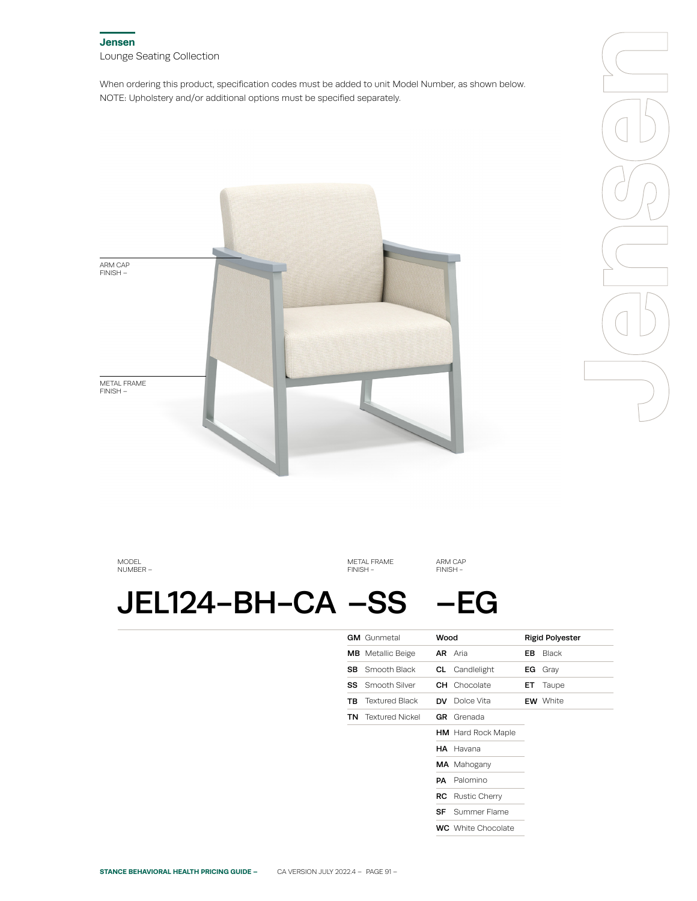# Jensen

Lounge Seating Collection

When ordering this product, specification codes must be added to unit Model Number, as shown below.
NOTE: Upholstery and/or additional options must be specified separately.

ARM CAP FINISH –

METAL FRAME FINISH –

| MODEL NUMBER – | METAL FRAME FINISH – | ARM CAP FINISH – |
|---|---|---|
| **JEL124-BH-CA** | **–SS** | **–EG** |

| Metal Frame Finish | Wood | Rigid Polyester |
|---|---|---|
| **GM** Gunmetal | **AR** Aria | **EB** Black |
| **MB** Metallic Beige | **CL** Candlelight | **EG** Gray |
| **SB** Smooth Black | **CH** Chocolate | **ET** Taupe |
| **SS** Smooth Silver | **DV** Dolce Vita | **EW** White |
| **TB** Textured Black | **GR** Grenada | |
| **TN** Textured Nickel | **HM** Hard Rock Maple | |
| | **HA** Havana | |
| | **MA** Mahogany | |
| | **PA** Palomino | |
| | **RC** Rustic Cherry | |
| | **SF** Summer Flame | |
| | **WC** White Chocolate | |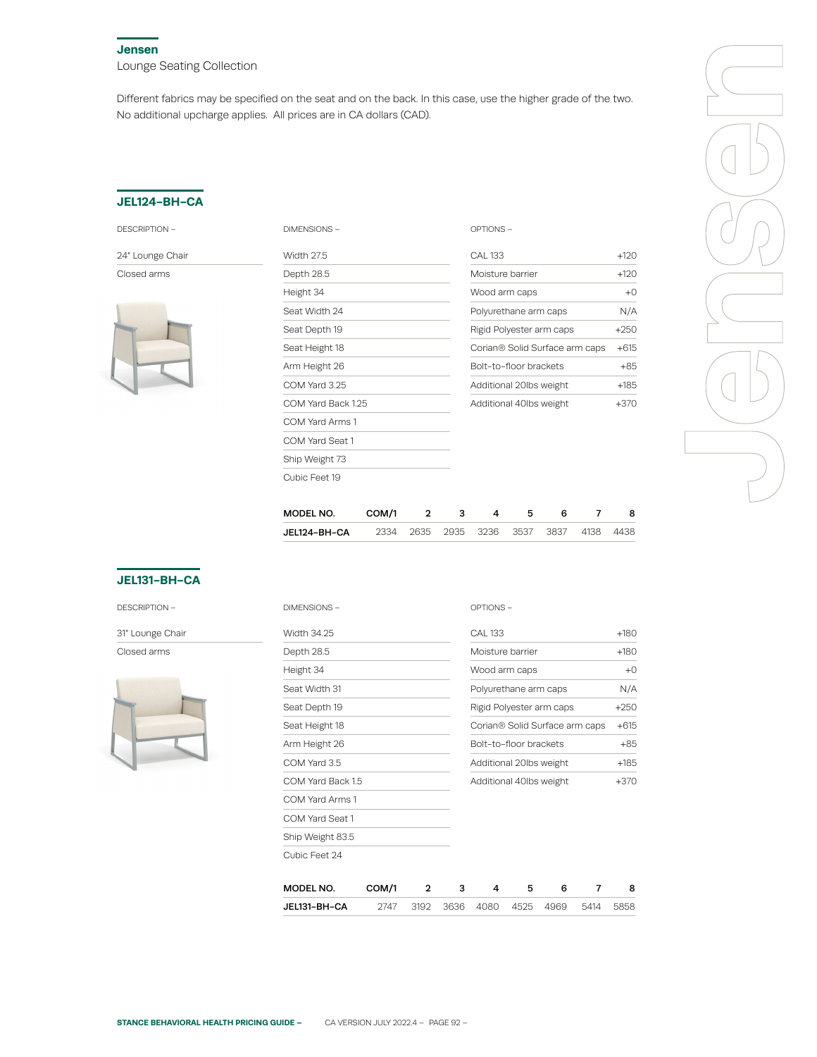## Jensen

Lounge Seating Collection

Different fabrics may be specified on the seat and on the back. In this case, use the higher grade of the two. No additional upcharge applies. All prices are in CA dollars (CAD).

### JEL124-BH-CA

**DESCRIPTION –**

24" Lounge Chair
Closed arms

**DIMENSIONS –**

| Dimension |
|---|
| Width 27.5 |
| Depth 28.5 |
| Height 34 |
| Seat Width 24 |
| Seat Depth 19 |
| Seat Height 18 |
| Arm Height 26 |
| COM Yard 3.25 |
| COM Yard Back 1.25 |
| COM Yard Arms 1 |
| COM Yard Seat 1 |
| Ship Weight 73 |
| Cubic Feet 19 |

**OPTIONS –**

| Option | Price |
|---|---|
| CAL 133 | +120 |
| Moisture barrier | +120 |
| Wood arm caps | +0 |
| Polyurethane arm caps | N/A |
| Rigid Polyester arm caps | +250 |
| Corian® Solid Surface arm caps | +615 |
| Bolt-to-floor brackets | +85 |
| Additional 20lbs weight | +185 |
| Additional 40lbs weight | +370 |

| MODEL NO. | COM/1 | 2 | 3 | 4 | 5 | 6 | 7 | 8 |
|---|---|---|---|---|---|---|---|---|
| JEL124-BH-CA | 2334 | 2635 | 2935 | 3236 | 3537 | 3837 | 4138 | 4438 |

### JEL131-BH-CA

**DESCRIPTION –**

31" Lounge Chair
Closed arms

**DIMENSIONS –**

| Dimension |
|---|
| Width 34.25 |
| Depth 28.5 |
| Height 34 |
| Seat Width 31 |
| Seat Depth 19 |
| Seat Height 18 |
| Arm Height 26 |
| COM Yard 3.5 |
| COM Yard Back 1.5 |
| COM Yard Arms 1 |
| COM Yard Seat 1 |
| Ship Weight 83.5 |
| Cubic Feet 24 |

**OPTIONS –**

| Option | Price |
|---|---|
| CAL 133 | +180 |
| Moisture barrier | +180 |
| Wood arm caps | +0 |
| Polyurethane arm caps | N/A |
| Rigid Polyester arm caps | +250 |
| Corian® Solid Surface arm caps | +615 |
| Bolt-to-floor brackets | +85 |
| Additional 20lbs weight | +185 |
| Additional 40lbs weight | +370 |

| MODEL NO. | COM/1 | 2 | 3 | 4 | 5 | 6 | 7 | 8 |
|---|---|---|---|---|---|---|---|---|
| JEL131-BH-CA | 2747 | 3192 | 3636 | 4080 | 4525 | 4969 | 5414 | 5858 |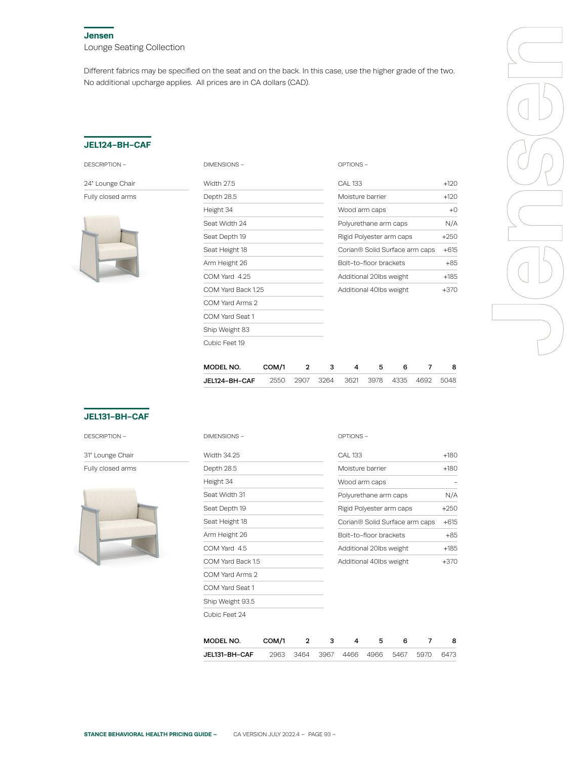## Jensen

Lounge Seating Collection

Different fabrics may be specified on the seat and on the back. In this case, use the higher grade of the two. No additional upcharge applies. All prices are in CA dollars (CAD).

### JEL124-BH-CAF

**DESCRIPTION –**

24" Lounge Chair

Fully closed arms

**DIMENSIONS –**

- Width 27.5
- Depth 28.5
- Height 34
- Seat Width 24
- Seat Depth 19
- Seat Height 18
- Arm Height 26
- COM Yard 4.25
- COM Yard Back 1.25
- COM Yard Arms 2
- COM Yard Seat 1
- Ship Weight 83
- Cubic Feet 19

**OPTIONS –**

| | |
|---|---|
| CAL 133 | +120 |
| Moisture barrier | +120 |
| Wood arm caps | +0 |
| Polyurethane arm caps | N/A |
| Rigid Polyester arm caps | +250 |
| Corian® Solid Surface arm caps | +615 |
| Bolt-to-floor brackets | +85 |
| Additional 20lbs weight | +185 |
| Additional 40lbs weight | +370 |

| MODEL NO. | COM/1 | 2 | 3 | 4 | 5 | 6 | 7 | 8 |
|---|---|---|---|---|---|---|---|---|
| JEL124-BH-CAF | 2550 | 2907 | 3264 | 3621 | 3978 | 4335 | 4692 | 5048 |

### JEL131-BH-CAF

**DESCRIPTION –**

31" Lounge Chair

Fully closed arms

**DIMENSIONS –**

- Width 34.25
- Depth 28.5
- Height 34
- Seat Width 31
- Seat Depth 19
- Seat Height 18
- Arm Height 26
- COM Yard 4.5
- COM Yard Back 1.5
- COM Yard Arms 2
- COM Yard Seat 1
- Ship Weight 93.5
- Cubic Feet 24

**OPTIONS –**

| | |
|---|---|
| CAL 133 | +180 |
| Moisture barrier | +180 |
| Wood arm caps | – |
| Polyurethane arm caps | N/A |
| Rigid Polyester arm caps | +250 |
| Corian® Solid Surface arm caps | +615 |
| Bolt-to-floor brackets | +85 |
| Additional 20lbs weight | +185 |
| Additional 40lbs weight | +370 |

| MODEL NO. | COM/1 | 2 | 3 | 4 | 5 | 6 | 7 | 8 |
|---|---|---|---|---|---|---|---|---|
| JEL131-BH-CAF | 2963 | 3464 | 3967 | 4466 | 4966 | 5467 | 5970 | 6473 |